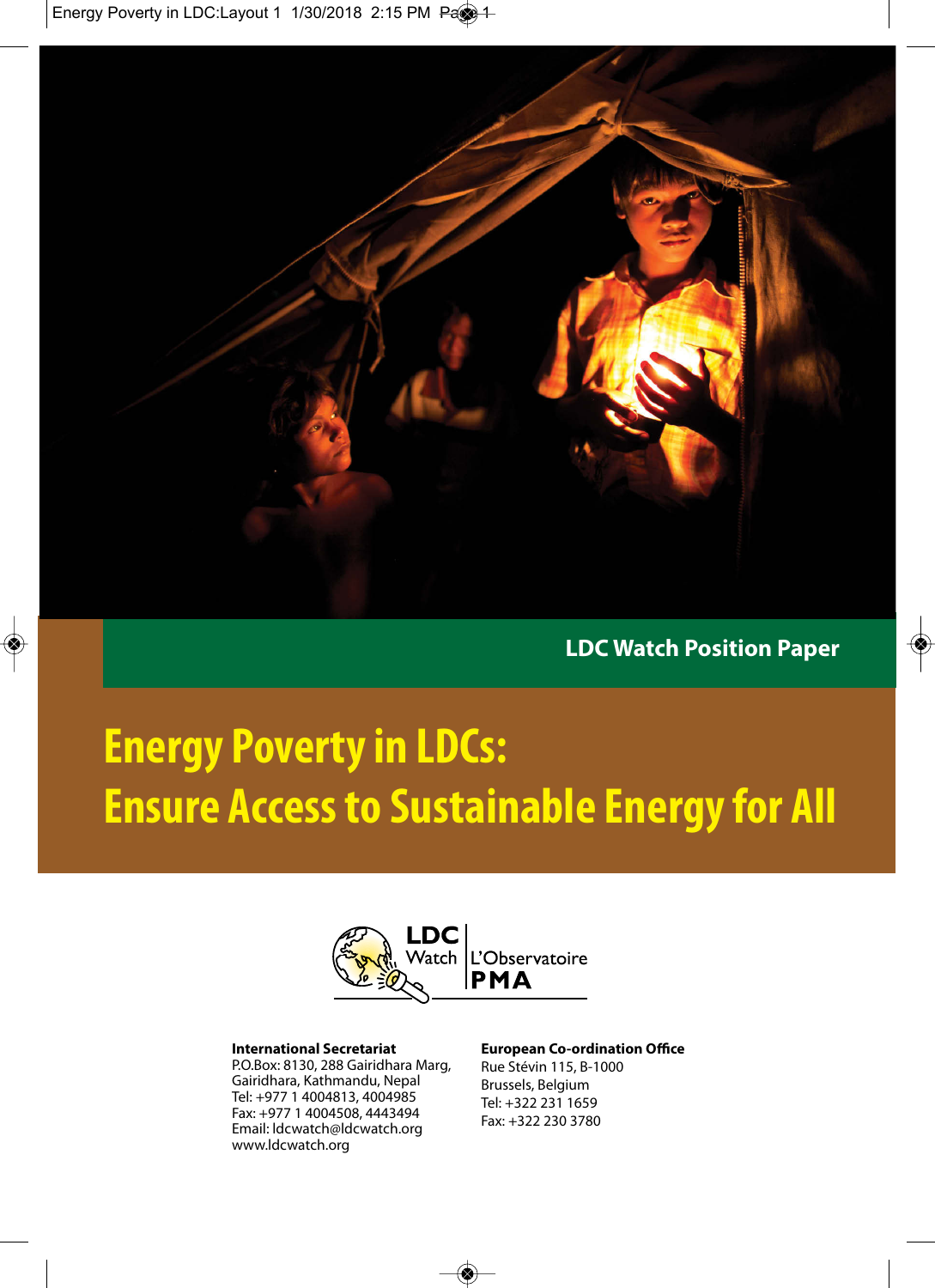LDC Watch Position Paper

# Energy Poverty in LDCs: Ensure Access to Sustainable Energy for All

LDC Watch | L'Observatoire PMA

**International Secretariat**
P.O.Box: 8130, 288 Gairidhara Marg,
Gairidhara, Kathmandu, Nepal
Tel: +977 1 4004813, 4004985
Fax: +977 1 4004508, 4443494
Email: ldcwatch@ldcwatch.org
www.ldcwatch.org

**European Co-ordination Office**
Rue Stévin 115, B-1000
Brussels, Belgium
Tel: +322 231 1659
Fax: +322 230 3780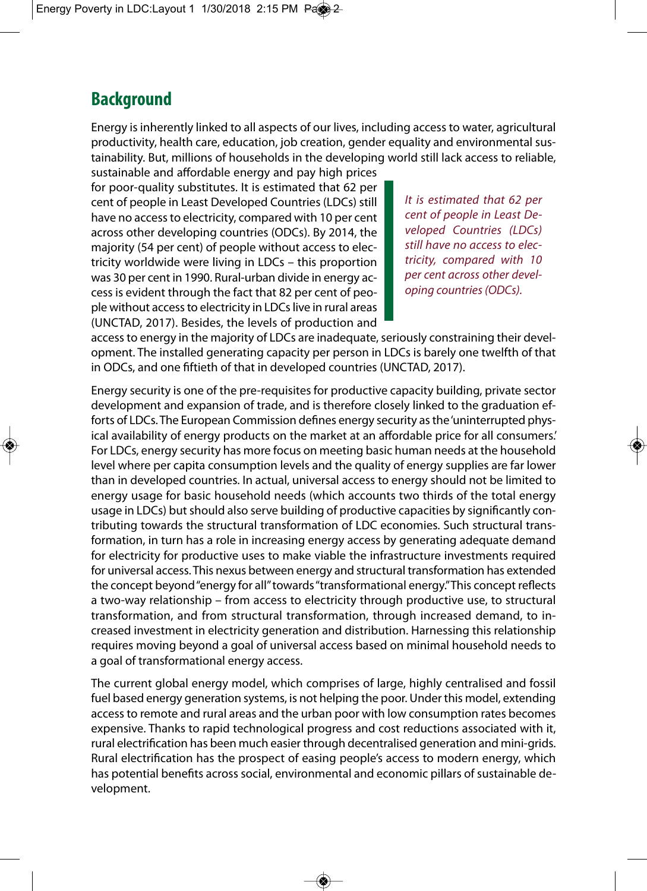## Background

Energy is inherently linked to all aspects of our lives, including access to water, agricultural productivity, health care, education, job creation, gender equality and environmental sustainability. But, millions of households in the developing world still lack access to reliable, sustainable and affordable energy and pay high prices for poor-quality substitutes. It is estimated that 62 per cent of people in Least Developed Countries (LDCs) still have no access to electricity, compared with 10 per cent across other developing countries (ODCs). By 2014, the majority (54 per cent) of people without access to electricity worldwide were living in LDCs – this proportion was 30 per cent in 1990. Rural-urban divide in energy access is evident through the fact that 82 per cent of people without access to electricity in LDCs live in rural areas (UNCTAD, 2017). Besides, the levels of production and access to energy in the majority of LDCs are inadequate, seriously constraining their development. The installed generating capacity per person in LDCs is barely one twelfth of that in ODCs, and one fiftieth of that in developed countries (UNCTAD, 2017).

> *It is estimated that 62 per cent of people in Least Developed Countries (LDCs) still have no access to electricity, compared with 10 per cent across other developing countries (ODCs).*

Energy security is one of the pre-requisites for productive capacity building, private sector development and expansion of trade, and is therefore closely linked to the graduation efforts of LDCs. The European Commission defines energy security as the 'uninterrupted physical availability of energy products on the market at an affordable price for all consumers.' For LDCs, energy security has more focus on meeting basic human needs at the household level where per capita consumption levels and the quality of energy supplies are far lower than in developed countries. In actual, universal access to energy should not be limited to energy usage for basic household needs (which accounts two thirds of the total energy usage in LDCs) but should also serve building of productive capacities by significantly contributing towards the structural transformation of LDC economies. Such structural transformation, in turn has a role in increasing energy access by generating adequate demand for electricity for productive uses to make viable the infrastructure investments required for universal access. This nexus between energy and structural transformation has extended the concept beyond "energy for all" towards "transformational energy." This concept reflects a two-way relationship – from access to electricity through productive use, to structural transformation, and from structural transformation, through increased demand, to increased investment in electricity generation and distribution. Harnessing this relationship requires moving beyond a goal of universal access based on minimal household needs to a goal of transformational energy access.

The current global energy model, which comprises of large, highly centralised and fossil fuel based energy generation systems, is not helping the poor. Under this model, extending access to remote and rural areas and the urban poor with low consumption rates becomes expensive. Thanks to rapid technological progress and cost reductions associated with it, rural electrification has been much easier through decentralised generation and mini-grids. Rural electrification has the prospect of easing people's access to modern energy, which has potential benefits across social, environmental and economic pillars of sustainable development.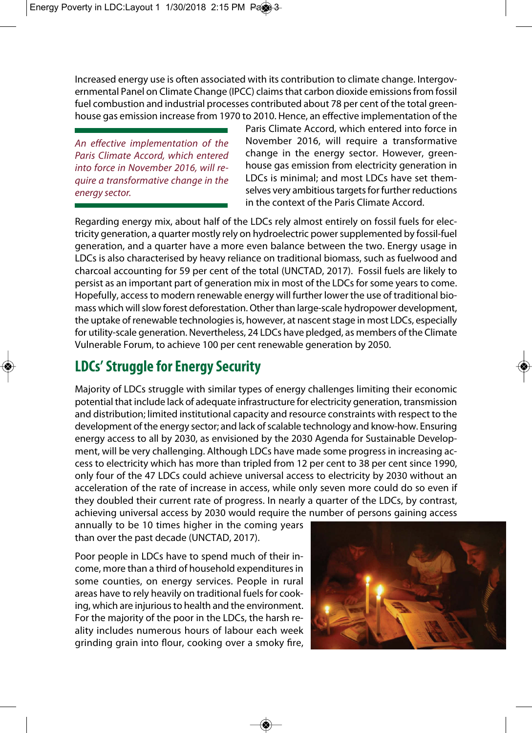Increased energy use is often associated with its contribution to climate change. Intergovernmental Panel on Climate Change (IPCC) claims that carbon dioxide emissions from fossil fuel combustion and industrial processes contributed about 78 per cent of the total greenhouse gas emission increase from 1970 to 2010. Hence, an effective implementation of the Paris Climate Accord, which entered into force in November 2016, will require a transformative change in the energy sector. However, greenhouse gas emission from electricity generation in LDCs is minimal; and most LDCs have set themselves very ambitious targets for further reductions in the context of the Paris Climate Accord.

*An effective implementation of the Paris Climate Accord, which entered into force in November 2016, will require a transformative change in the energy sector.*

Regarding energy mix, about half of the LDCs rely almost entirely on fossil fuels for electricity generation, a quarter mostly rely on hydroelectric power supplemented by fossil-fuel generation, and a quarter have a more even balance between the two. Energy usage in LDCs is also characterised by heavy reliance on traditional biomass, such as fuelwood and charcoal accounting for 59 per cent of the total (UNCTAD, 2017). Fossil fuels are likely to persist as an important part of generation mix in most of the LDCs for some years to come. Hopefully, access to modern renewable energy will further lower the use of traditional biomass which will slow forest deforestation. Other than large-scale hydropower development, the uptake of renewable technologies is, however, at nascent stage in most LDCs, especially for utility-scale generation. Nevertheless, 24 LDCs have pledged, as members of the Climate Vulnerable Forum, to achieve 100 per cent renewable generation by 2050.

## LDCs' Struggle for Energy Security

Majority of LDCs struggle with similar types of energy challenges limiting their economic potential that include lack of adequate infrastructure for electricity generation, transmission and distribution; limited institutional capacity and resource constraints with respect to the development of the energy sector; and lack of scalable technology and know-how. Ensuring energy access to all by 2030, as envisioned by the 2030 Agenda for Sustainable Development, will be very challenging. Although LDCs have made some progress in increasing access to electricity which has more than tripled from 12 per cent to 38 per cent since 1990, only four of the 47 LDCs could achieve universal access to electricity by 2030 without an acceleration of the rate of increase in access, while only seven more could do so even if they doubled their current rate of progress. In nearly a quarter of the LDCs, by contrast, achieving universal access by 2030 would require the number of persons gaining access annually to be 10 times higher in the coming years than over the past decade (UNCTAD, 2017).

Poor people in LDCs have to spend much of their income, more than a third of household expenditures in some counties, on energy services. People in rural areas have to rely heavily on traditional fuels for cooking, which are injurious to health and the environment. For the majority of the poor in the LDCs, the harsh reality includes numerous hours of labour each week grinding grain into flour, cooking over a smoky fire,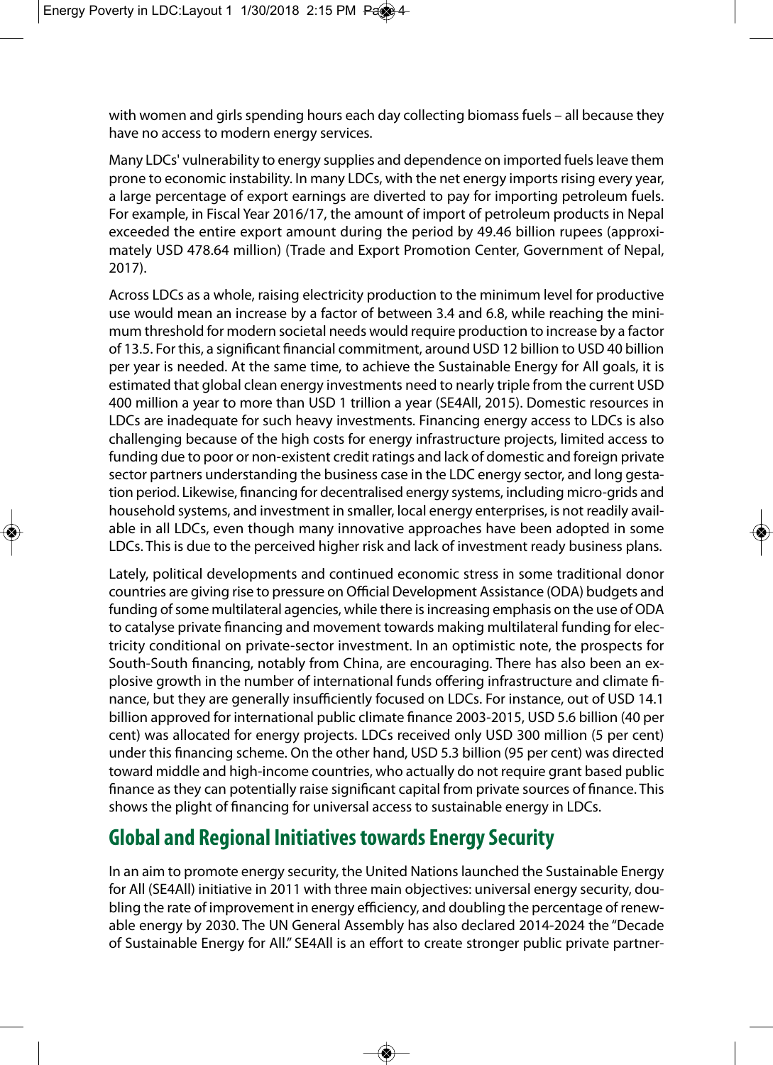with women and girls spending hours each day collecting biomass fuels – all because they have no access to modern energy services.

Many LDCs' vulnerability to energy supplies and dependence on imported fuels leave them prone to economic instability. In many LDCs, with the net energy imports rising every year, a large percentage of export earnings are diverted to pay for importing petroleum fuels. For example, in Fiscal Year 2016/17, the amount of import of petroleum products in Nepal exceeded the entire export amount during the period by 49.46 billion rupees (approximately USD 478.64 million) (Trade and Export Promotion Center, Government of Nepal, 2017).

Across LDCs as a whole, raising electricity production to the minimum level for productive use would mean an increase by a factor of between 3.4 and 6.8, while reaching the minimum threshold for modern societal needs would require production to increase by a factor of 13.5. For this, a significant financial commitment, around USD 12 billion to USD 40 billion per year is needed. At the same time, to achieve the Sustainable Energy for All goals, it is estimated that global clean energy investments need to nearly triple from the current USD 400 million a year to more than USD 1 trillion a year (SE4All, 2015). Domestic resources in LDCs are inadequate for such heavy investments. Financing energy access to LDCs is also challenging because of the high costs for energy infrastructure projects, limited access to funding due to poor or non-existent credit ratings and lack of domestic and foreign private sector partners understanding the business case in the LDC energy sector, and long gestation period. Likewise, financing for decentralised energy systems, including micro-grids and household systems, and investment in smaller, local energy enterprises, is not readily available in all LDCs, even though many innovative approaches have been adopted in some LDCs. This is due to the perceived higher risk and lack of investment ready business plans.

Lately, political developments and continued economic stress in some traditional donor countries are giving rise to pressure on Official Development Assistance (ODA) budgets and funding of some multilateral agencies, while there is increasing emphasis on the use of ODA to catalyse private financing and movement towards making multilateral funding for electricity conditional on private-sector investment. In an optimistic note, the prospects for South-South financing, notably from China, are encouraging. There has also been an explosive growth in the number of international funds offering infrastructure and climate finance, but they are generally insufficiently focused on LDCs. For instance, out of USD 14.1 billion approved for international public climate finance 2003-2015, USD 5.6 billion (40 per cent) was allocated for energy projects. LDCs received only USD 300 million (5 per cent) under this financing scheme. On the other hand, USD 5.3 billion (95 per cent) was directed toward middle and high-income countries, who actually do not require grant based public finance as they can potentially raise significant capital from private sources of finance. This shows the plight of financing for universal access to sustainable energy in LDCs.

## Global and Regional Initiatives towards Energy Security

In an aim to promote energy security, the United Nations launched the Sustainable Energy for All (SE4All) initiative in 2011 with three main objectives: universal energy security, doubling the rate of improvement in energy efficiency, and doubling the percentage of renewable energy by 2030. The UN General Assembly has also declared 2014-2024 the "Decade of Sustainable Energy for All." SE4All is an effort to create stronger public private partner-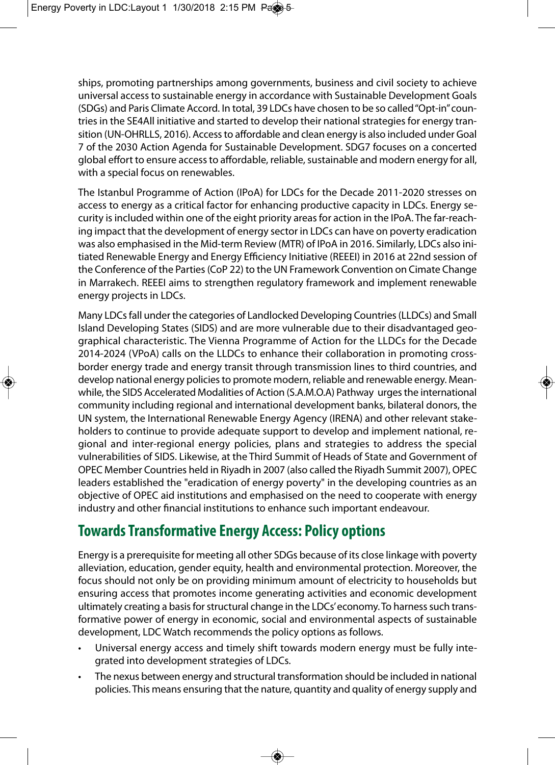ships, promoting partnerships among governments, business and civil society to achieve universal access to sustainable energy in accordance with Sustainable Development Goals (SDGs) and Paris Climate Accord. In total, 39 LDCs have chosen to be so called "Opt-in" countries in the SE4All initiative and started to develop their national strategies for energy transition (UN-OHRLLS, 2016). Access to affordable and clean energy is also included under Goal 7 of the 2030 Action Agenda for Sustainable Development. SDG7 focuses on a concerted global effort to ensure access to affordable, reliable, sustainable and modern energy for all, with a special focus on renewables.

The Istanbul Programme of Action (IPoA) for LDCs for the Decade 2011-2020 stresses on access to energy as a critical factor for enhancing productive capacity in LDCs. Energy security is included within one of the eight priority areas for action in the IPoA. The far-reaching impact that the development of energy sector in LDCs can have on poverty eradication was also emphasised in the Mid-term Review (MTR) of IPoA in 2016. Similarly, LDCs also initiated Renewable Energy and Energy Efficiency Initiative (REEEI) in 2016 at 22nd session of the Conference of the Parties (CoP 22) to the UN Framework Convention on Cimate Change in Marrakech. REEEI aims to strengthen regulatory framework and implement renewable energy projects in LDCs.

Many LDCs fall under the categories of Landlocked Developing Countries (LLDCs) and Small Island Developing States (SIDS) and are more vulnerable due to their disadvantaged geographical characteristic. The Vienna Programme of Action for the LLDCs for the Decade 2014-2024 (VPoA) calls on the LLDCs to enhance their collaboration in promoting cross-border energy trade and energy transit through transmission lines to third countries, and develop national energy policies to promote modern, reliable and renewable energy. Meanwhile, the SIDS Accelerated Modalities of Action (S.A.M.O.A) Pathway urges the international community including regional and international development banks, bilateral donors, the UN system, the International Renewable Energy Agency (IRENA) and other relevant stakeholders to continue to provide adequate support to develop and implement national, regional and inter-regional energy policies, plans and strategies to address the special vulnerabilities of SIDS. Likewise, at the Third Summit of Heads of State and Government of OPEC Member Countries held in Riyadh in 2007 (also called the Riyadh Summit 2007), OPEC leaders established the "eradication of energy poverty" in the developing countries as an objective of OPEC aid institutions and emphasised on the need to cooperate with energy industry and other financial institutions to enhance such important endeavour.

## Towards Transformative Energy Access: Policy options

Energy is a prerequisite for meeting all other SDGs because of its close linkage with poverty alleviation, education, gender equity, health and environmental protection. Moreover, the focus should not only be on providing minimum amount of electricity to households but ensuring access that promotes income generating activities and economic development ultimately creating a basis for structural change in the LDCs' economy. To harness such transformative power of energy in economic, social and environmental aspects of sustainable development, LDC Watch recommends the policy options as follows.

- Universal energy access and timely shift towards modern energy must be fully integrated into development strategies of LDCs.
- The nexus between energy and structural transformation should be included in national policies. This means ensuring that the nature, quantity and quality of energy supply and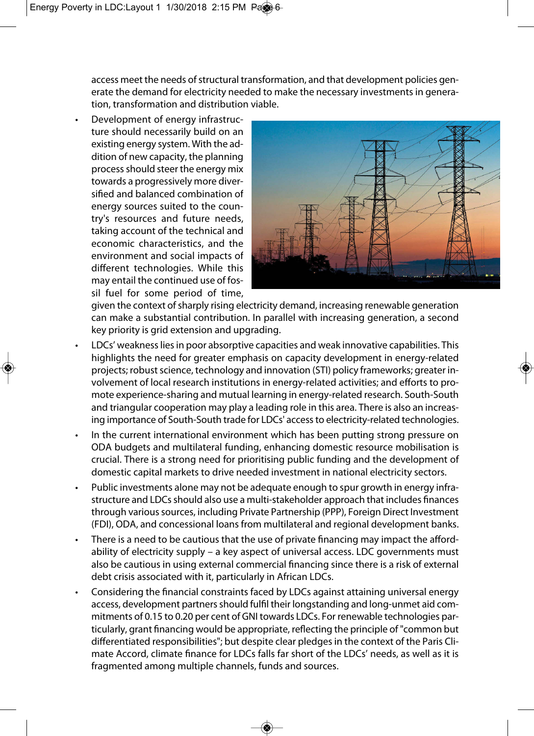access meet the needs of structural transformation, and that development policies generate the demand for electricity needed to make the necessary investments in generation, transformation and distribution viable.

- Development of energy infrastructure should necessarily build on an existing energy system. With the addition of new capacity, the planning process should steer the energy mix towards a progressively more diversified and balanced combination of energy sources suited to the country's resources and future needs, taking account of the technical and economic characteristics, and the environment and social impacts of different technologies. While this may entail the continued use of fossil fuel for some period of time, given the context of sharply rising electricity demand, increasing renewable generation can make a substantial contribution. In parallel with increasing generation, a second key priority is grid extension and upgrading.
- LDCs' weakness lies in poor absorptive capacities and weak innovative capabilities. This highlights the need for greater emphasis on capacity development in energy-related projects; robust science, technology and innovation (STI) policy frameworks; greater involvement of local research institutions in energy-related activities; and efforts to promote experience-sharing and mutual learning in energy-related research. South-South and triangular cooperation may play a leading role in this area. There is also an increasing importance of South-South trade for LDCs' access to electricity-related technologies.
- In the current international environment which has been putting strong pressure on ODA budgets and multilateral funding, enhancing domestic resource mobilisation is crucial. There is a strong need for prioritising public funding and the development of domestic capital markets to drive needed investment in national electricity sectors.
- Public investments alone may not be adequate enough to spur growth in energy infrastructure and LDCs should also use a multi-stakeholder approach that includes finances through various sources, including Private Partnership (PPP), Foreign Direct Investment (FDI), ODA, and concessional loans from multilateral and regional development banks.
- There is a need to be cautious that the use of private financing may impact the affordability of electricity supply – a key aspect of universal access. LDC governments must also be cautious in using external commercial financing since there is a risk of external debt crisis associated with it, particularly in African LDCs.
- Considering the financial constraints faced by LDCs against attaining universal energy access, development partners should fulfil their longstanding and long-unmet aid commitments of 0.15 to 0.20 per cent of GNI towards LDCs. For renewable technologies particularly, grant financing would be appropriate, reflecting the principle of "common but differentiated responsibilities"; but despite clear pledges in the context of the Paris Climate Accord, climate finance for LDCs falls far short of the LDCs' needs, as well as it is fragmented among multiple channels, funds and sources.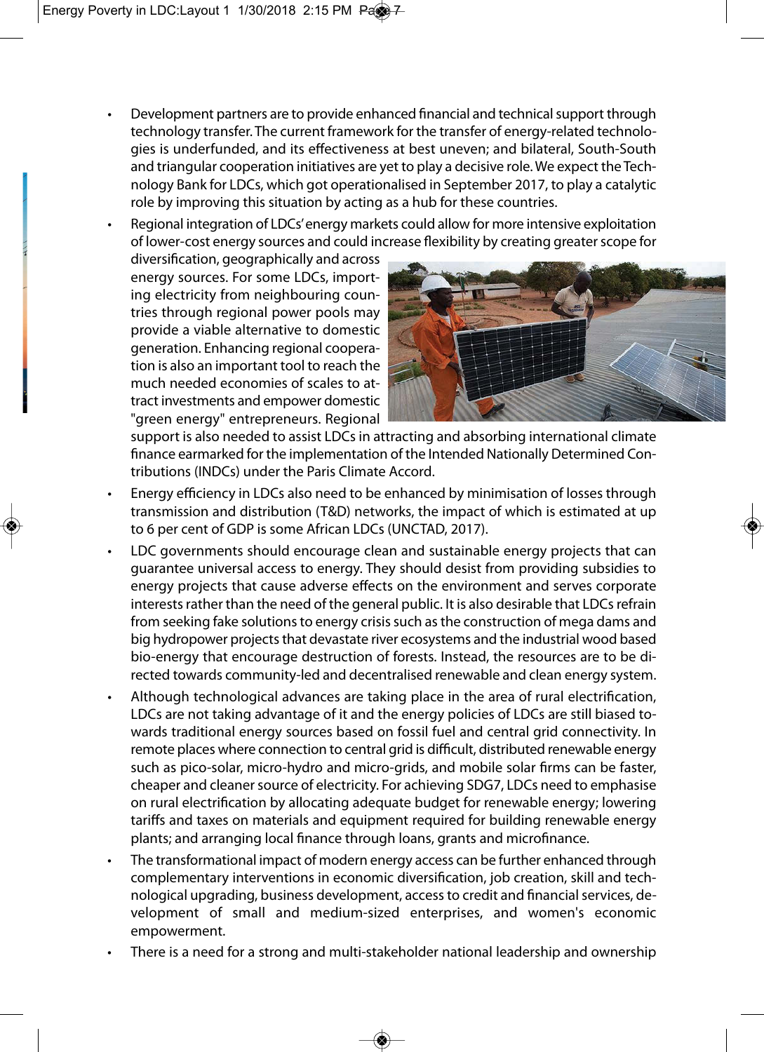- Development partners are to provide enhanced financial and technical support through technology transfer. The current framework for the transfer of energy-related technologies is underfunded, and its effectiveness at best uneven; and bilateral, South-South and triangular cooperation initiatives are yet to play a decisive role. We expect the Technology Bank for LDCs, which got operationalised in September 2017, to play a catalytic role by improving this situation by acting as a hub for these countries.
- Regional integration of LDCs' energy markets could allow for more intensive exploitation of lower-cost energy sources and could increase flexibility by creating greater scope for diversification, geographically and across energy sources. For some LDCs, importing electricity from neighbouring countries through regional power pools may provide a viable alternative to domestic generation. Enhancing regional cooperation is also an important tool to reach the much needed economies of scales to attract investments and empower domestic "green energy" entrepreneurs. Regional support is also needed to assist LDCs in attracting and absorbing international climate finance earmarked for the implementation of the Intended Nationally Determined Contributions (INDCs) under the Paris Climate Accord.
- Energy efficiency in LDCs also need to be enhanced by minimisation of losses through transmission and distribution (T&D) networks, the impact of which is estimated at up to 6 per cent of GDP is some African LDCs (UNCTAD, 2017).
- LDC governments should encourage clean and sustainable energy projects that can guarantee universal access to energy. They should desist from providing subsidies to energy projects that cause adverse effects on the environment and serves corporate interests rather than the need of the general public. It is also desirable that LDCs refrain from seeking fake solutions to energy crisis such as the construction of mega dams and big hydropower projects that devastate river ecosystems and the industrial wood based bio-energy that encourage destruction of forests. Instead, the resources are to be directed towards community-led and decentralised renewable and clean energy system.
- Although technological advances are taking place in the area of rural electrification, LDCs are not taking advantage of it and the energy policies of LDCs are still biased towards traditional energy sources based on fossil fuel and central grid connectivity. In remote places where connection to central grid is difficult, distributed renewable energy such as pico-solar, micro-hydro and micro-grids, and mobile solar firms can be faster, cheaper and cleaner source of electricity. For achieving SDG7, LDCs need to emphasise on rural electrification by allocating adequate budget for renewable energy; lowering tariffs and taxes on materials and equipment required for building renewable energy plants; and arranging local finance through loans, grants and microfinance.
- The transformational impact of modern energy access can be further enhanced through complementary interventions in economic diversification, job creation, skill and technological upgrading, business development, access to credit and financial services, development of small and medium-sized enterprises, and women's economic empowerment.
- There is a need for a strong and multi-stakeholder national leadership and ownership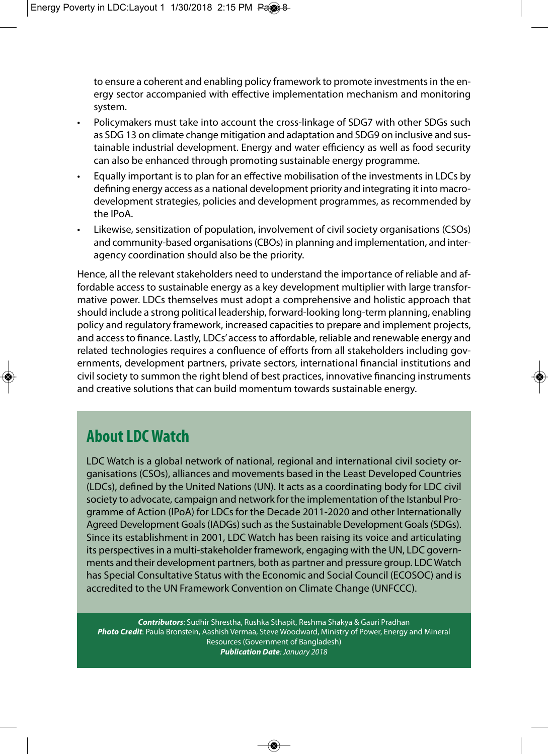to ensure a coherent and enabling policy framework to promote investments in the energy sector accompanied with effective implementation mechanism and monitoring system.

- Policymakers must take into account the cross-linkage of SDG7 with other SDGs such as SDG 13 on climate change mitigation and adaptation and SDG9 on inclusive and sustainable industrial development. Energy and water efficiency as well as food security can also be enhanced through promoting sustainable energy programme.
- Equally important is to plan for an effective mobilisation of the investments in LDCs by defining energy access as a national development priority and integrating it into macro-development strategies, policies and development programmes, as recommended by the IPoA.
- Likewise, sensitization of population, involvement of civil society organisations (CSOs) and community-based organisations (CBOs) in planning and implementation, and inter-agency coordination should also be the priority.

Hence, all the relevant stakeholders need to understand the importance of reliable and affordable access to sustainable energy as a key development multiplier with large transformative power. LDCs themselves must adopt a comprehensive and holistic approach that should include a strong political leadership, forward-looking long-term planning, enabling policy and regulatory framework, increased capacities to prepare and implement projects, and access to finance. Lastly, LDCs' access to affordable, reliable and renewable energy and related technologies requires a confluence of efforts from all stakeholders including governments, development partners, private sectors, international financial institutions and civil society to summon the right blend of best practices, innovative financing instruments and creative solutions that can build momentum towards sustainable energy.

## About LDC Watch

LDC Watch is a global network of national, regional and international civil society organisations (CSOs), alliances and movements based in the Least Developed Countries (LDCs), defined by the United Nations (UN). It acts as a coordinating body for LDC civil society to advocate, campaign and network for the implementation of the Istanbul Programme of Action (IPoA) for LDCs for the Decade 2011-2020 and other Internationally Agreed Development Goals (IADGs) such as the Sustainable Development Goals (SDGs). Since its establishment in 2001, LDC Watch has been raising its voice and articulating its perspectives in a multi-stakeholder framework, engaging with the UN, LDC governments and their development partners, both as partner and pressure group. LDC Watch has Special Consultative Status with the Economic and Social Council (ECOSOC) and is accredited to the UN Framework Convention on Climate Change (UNFCCC).

***Contributors***: Sudhir Shrestha, Rushka Sthapit, Reshma Shakya & Gauri Pradhan
***Photo Credit***: Paula Bronstein, Aashish Vermaa, Steve Woodward, Ministry of Power, Energy and Mineral Resources (Government of Bangladesh)
***Publication Date****: January 2018*